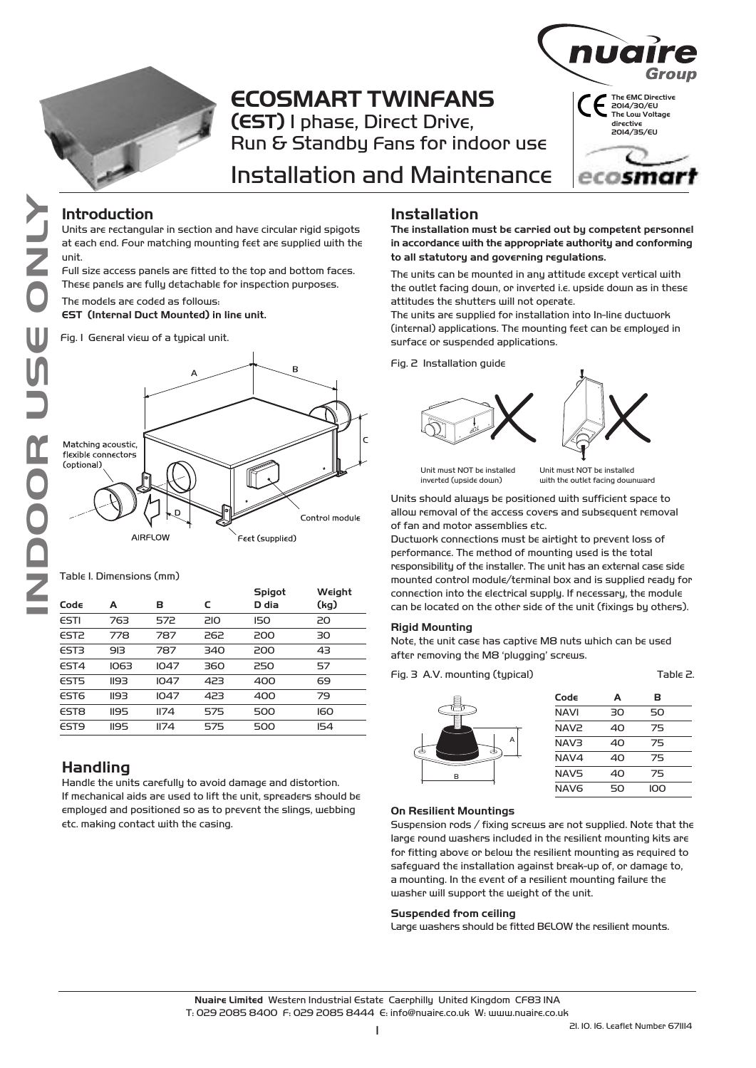# ECOSMART TWINFANS

**(EST)** 1 phase, Direct Drive, Run & Standby Fans for indoor use

# Installation and Maintenance

The EMC Directive 2014/30/EU
The Low Voltage directive 2014/35/EU

INDOOR USE ONLY

## Introduction

Units are rectangular in section and have circular rigid spigots at each end. Four matching mounting feet are supplied with the unit.

Full size access panels are fitted to the top and bottom faces. These panels are fully detachable for inspection purposes.

The models are coded as follows:

**EST (Internal Duct Mounted) in line unit.**

Fig. 1 General view of a typical unit.

Table 1. Dimensions (mm)

| Code | A | B | C | Spigot D dia | Weight (kg) |
|---|---|---|---|---|---|
| EST1 | 763 | 572 | 210 | 150 | 20 |
| EST2 | 778 | 787 | 262 | 200 | 30 |
| EST3 | 913 | 787 | 340 | 200 | 43 |
| EST4 | 1063 | 1047 | 360 | 250 | 57 |
| EST5 | 1193 | 1047 | 423 | 400 | 69 |
| EST6 | 1193 | 1047 | 423 | 400 | 79 |
| EST8 | 1195 | 1174 | 575 | 500 | 160 |
| EST9 | 1195 | 1174 | 575 | 500 | 154 |

## Handling

Handle the units carefully to avoid damage and distortion. If mechanical aids are used to lift the unit, spreaders should be employed and positioned so as to prevent the slings, webbing etc. making contact with the casing.

## Installation

**The installation must be carried out by competent personnel in accordance with the appropriate authority and conforming to all statutory and governing regulations.**

The units can be mounted in any attitude except vertical with the outlet facing down, or inverted i.e. upside down as in these attitudes the shutters will not operate.

The units are supplied for installation into In-line ductwork (internal) applications. The mounting feet can be employed in surface or suspended applications.

Fig. 2 Installation guide

Unit must NOT be installed inverted (upside down)

Unit must NOT be installed with the outlet facing downward

Units should always be positioned with sufficient space to allow removal of the access covers and subsequent removal of fan and motor assemblies etc.

Ductwork connections must be airtight to prevent loss of performance. The method of mounting used is the total responsibility of the installer. The unit has an external case side mounted control module/terminal box and is supplied ready for connection into the electrical supply. If necessary, the module can be located on the other side of the unit (fixings by others).

### Rigid Mounting

Note, the unit case has captive M8 nuts which can be used after removing the M8 'plugging' screws.

Fig. 3 A.V. mounting (typical)

Table 2.

| Code | A | B |
|---|---|---|
| NAV1 | 30 | 50 |
| NAV2 | 40 | 75 |
| NAV3 | 40 | 75 |
| NAV4 | 40 | 75 |
| NAV5 | 40 | 75 |
| NAV6 | 50 | 100 |

### On Resilient Mountings

Suspension rods / fixing screws are not supplied. Note that the large round washers included in the resilient mounting kits are for fitting above or below the resilient mounting as required to safeguard the installation against break-up of, or damage to, a mounting. In the event of a resilient mounting failure the washer will support the weight of the unit.

### Suspended from ceiling

Large washers should be fitted BELOW the resilient mounts.

**Nuaire Limited** Western Industrial Estate Caerphilly United Kingdom CF83 1NA
T: 029 2085 8400 F: 029 2085 8444 E: info@nuaire.co.uk W: www.nuaire.co.uk

21. 10. 16. Leaflet Number 671114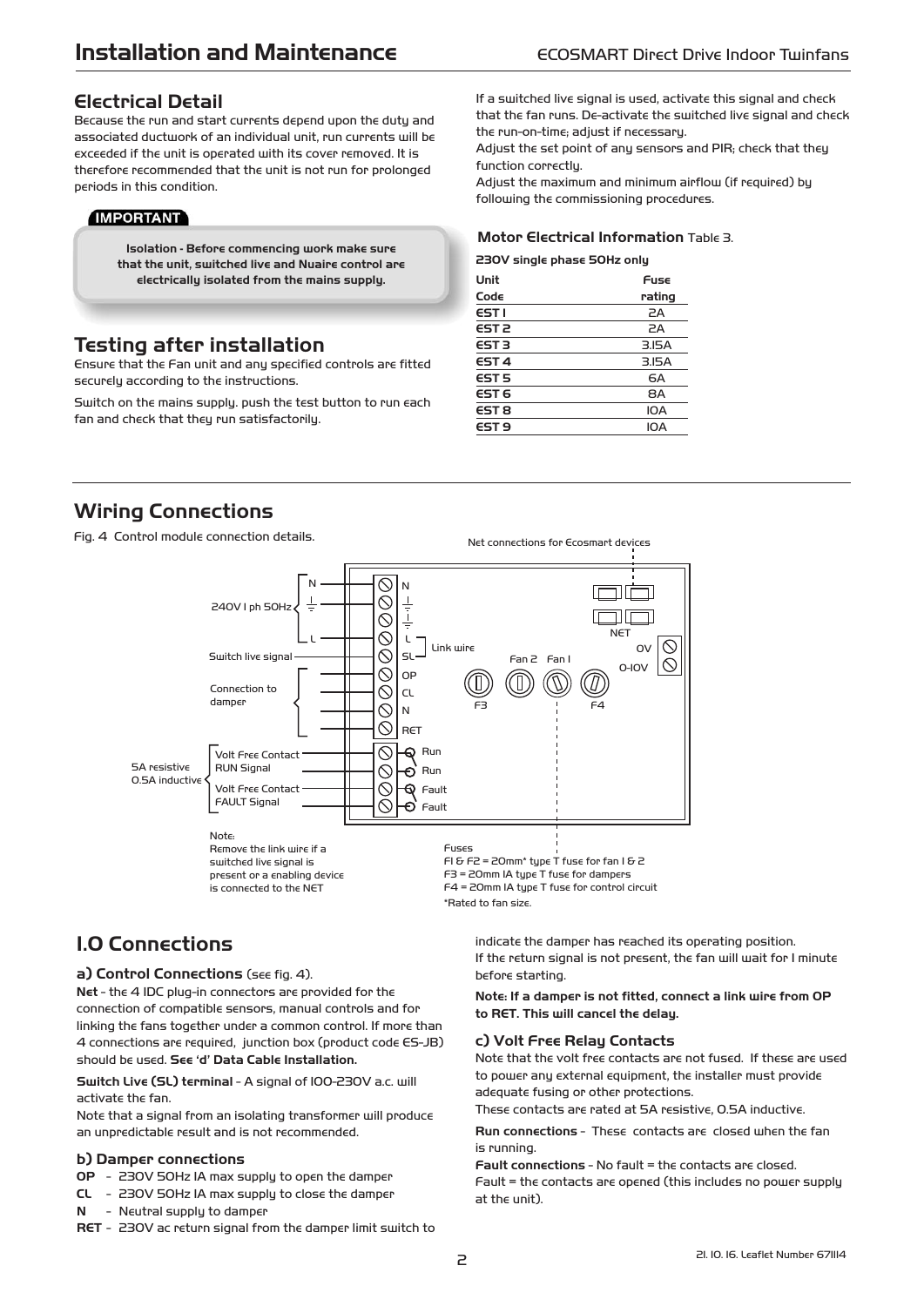## Electrical Detail

Because the run and start currents depend upon the duty and associated ductwork of an individual unit, run currents will be exceeded if the unit is operated with its cover removed. It is therefore recommended that the unit is not run for prolonged periods in this condition.

**IMPORTANT**

**Isolation - Before commencing work make sure that the unit, switched live and Nuaire control are electrically isolated from the mains supply.**

## Testing after installation

Ensure that the Fan unit and any specified controls are fitted securely according to the instructions.

Switch on the mains supply. push the test button to run each fan and check that they run satisfactorily.

If a switched live signal is used, activate this signal and check that the fan runs. De-activate the switched live signal and check the run-on-time; adjust if necessary.

Adjust the set point of any sensors and PIR; check that they function correctly.

Adjust the maximum and minimum airflow (if required) by following the commissioning procedures.

**Motor Electrical Information** Table 3.

**230V single phase 50Hz only**

| Unit Code | Fuse rating |
|---|---|
| EST 1 | 2A |
| EST 2 | 2A |
| EST 3 | 3.15A |
| EST 4 | 3.15A |
| EST 5 | 6A |
| EST 6 | 8A |
| EST 8 | 10A |
| EST 9 | 10A |

## Wiring Connections

Fig. 4 Control module connection details.

Net connections for Ecosmart devices

240V 1 ph 50Hz: N, ⏚, L

Switch live signal: SL

Link wire

Connection to damper: OP, CL, N, RET

5A resistive 0.5A inductive: Volt Free Contact RUN Signal (Run, Run); Volt Free Contact FAULT Signal (Fault, Fault)

NET, 0V, 0-10V, Fan 2, Fan 1, F3, F4

Note:
Remove the link wire if a switched live signal is present or a enabling device is connected to the NET

Fuses
F1 & F2 = 20mm* type T fuse for fan 1 & 2
F3 = 20mm 1A type T fuse for dampers
F4 = 20mm 1A type T fuse for control circuit
*Rated to fan size.

## 1.0 Connections

### a) Control Connections (see fig. 4).

**Net** - the 4 IDC plug-in connectors are provided for the connection of compatible sensors, manual controls and for linking the fans together under a common control. If more than 4 connections are required, junction box (product code ES-JB) should be used. **See 'd' Data Cable Installation.**

**Switch Live (SL) terminal** - A signal of 100-230V a.c. will activate the fan.

Note that a signal from an isolating transformer will produce an unpredictable result and is not recommended.

### b) Damper connections

**OP** - 230V 50Hz 1A max supply to open the damper
**CL** - 230V 50Hz 1A max supply to close the damper
**N** - Neutral supply to damper
**RET** - 230V ac return signal from the damper limit switch to indicate the damper has reached its operating position.

If the return signal is not present, the fan will wait for 1 minute before starting.

**Note: If a damper is not fitted, connect a link wire from OP to RET. This will cancel the delay.**

### c) Volt Free Relay Contacts

Note that the volt free contacts are not fused. If these are used to power any external equipment, the installer must provide adequate fusing or other protections.

These contacts are rated at 5A resistive, 0.5A inductive.

**Run connections** - These contacts are closed when the fan is running.

**Fault connections** - No fault = the contacts are closed.
Fault = the contacts are opened (this includes no power supply at the unit).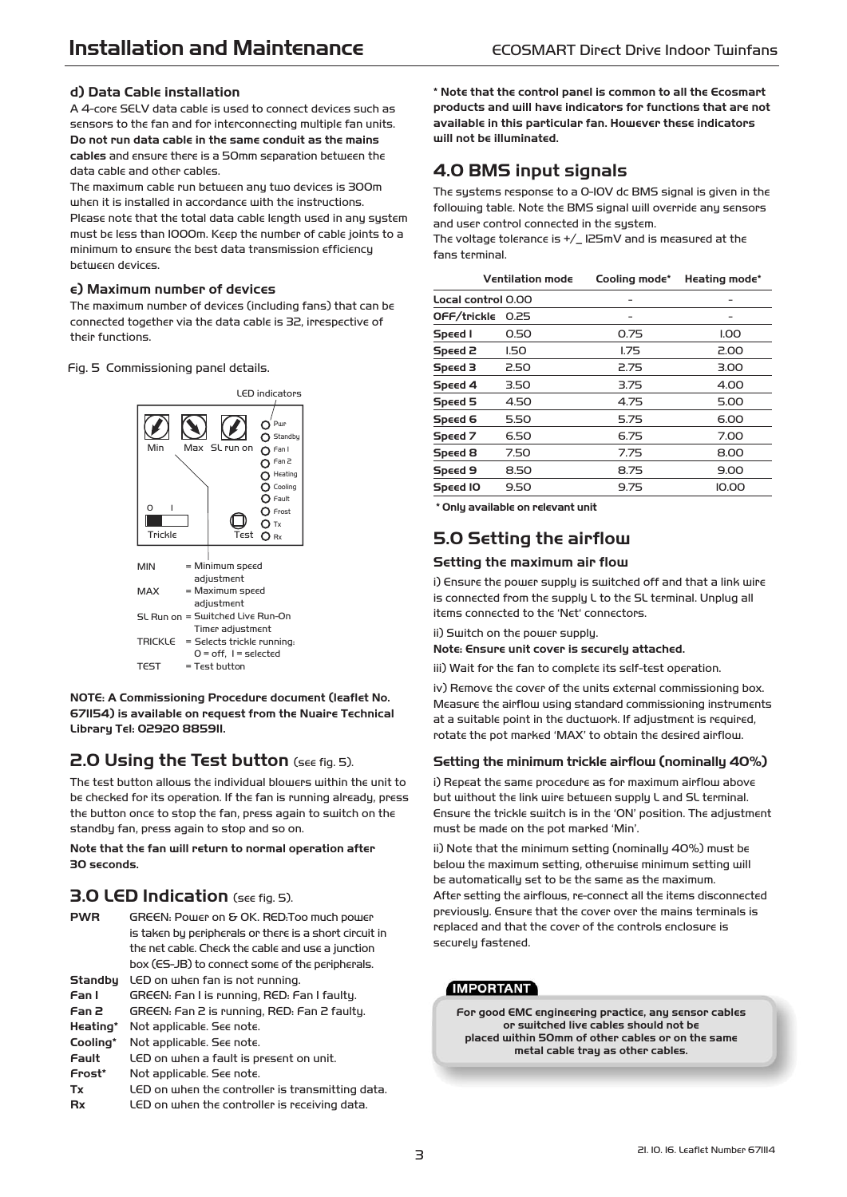### d) Data Cable installation

A 4-core SELV data cable is used to connect devices such as sensors to the fan and for interconnecting multiple fan units. **Do not run data cable in the same conduit as the mains cables** and ensure there is a 50mm separation between the data cable and other cables.

The maximum cable run between any two devices is 300m when it is installed in accordance with the instructions. Please note that the total data cable length used in any system must be less than 1000m. Keep the number of cable joints to a minimum to ensure the best data transmission efficiency between devices.

### e) Maximum number of devices

The maximum number of devices (including fans) that can be connected together via the data cable is 32, irrespective of their functions.

Fig. 5 Commissioning panel details.

LED indicators

Min Max SL run on

Pwr, Standby, Fan 1, Fan 2, Heating, Cooling, Fault, Frost, Tx, Rx

0 1

Trickle Test

MIN = Minimum speed adjustment
MAX = Maximum speed adjustment
SL Run on = Switched Live Run-On Timer adjustment
TRICKLE = Selects trickle running: 0 = off, 1 = selected
TEST = Test button

**NOTE: A Commissioning Procedure document (leaflet No. 671154) is available on request from the Nuaire Technical Library Tel: 02920 858911.**

## 2.0 Using the Test button (see fig. 5).

The test button allows the individual blowers within the unit to be checked for its operation. If the fan is running already, press the button once to stop the fan, press again to switch on the standby fan, press again to stop and so on.

**Note that the fan will return to normal operation after 30 seconds.**

## 3.0 LED Indication (see fig. 5).

**PWR** GREEN: Power on & OK. RED:Too much power is taken by peripherals or there is a short circuit in the net cable. Check the cable and use a junction box (ES-JB) to connect some of the peripherals.
**Standby** LED on when fan is not running.
**Fan 1** GREEN: Fan 1 is running, RED: Fan 1 faulty.
**Fan 2** GREEN: Fan 2 is running, RED: Fan 2 faulty.
**Heating*** Not applicable. See note.
**Cooling*** Not applicable. See note.
**Fault** LED on when a fault is present on unit.
**Frost*** Not applicable. See note.
**Tx** LED on when the controller is transmitting data.
**Rx** LED on when the controller is receiving data.

**\* Note that the control panel is common to all the Ecosmart products and will have indicators for functions that are not available in this particular fan. However these indicators will not be illuminated.**

## 4.0 BMS input signals

The systems response to a 0-10V dc BMS signal is given in the following table. Note the BMS signal will override any sensors and user control connected in the system.
The voltage tolerance is +/_ 125mV and is measured at the fans terminal.

| | Ventilation mode | Cooling mode* | Heating mode* |
|---|---|---|---|
| **Local control** | 0.00 | - | - |
| **OFF/trickle** | 0.25 | - | - |
| **Speed 1** | 0.50 | 0.75 | 1.00 |
| **Speed 2** | 1.50 | 1.75 | 2.00 |
| **Speed 3** | 2.50 | 2.75 | 3.00 |
| **Speed 4** | 3.50 | 3.75 | 4.00 |
| **Speed 5** | 4.50 | 4.75 | 5.00 |
| **Speed 6** | 5.50 | 5.75 | 6.00 |
| **Speed 7** | 6.50 | 6.75 | 7.00 |
| **Speed 8** | 7.50 | 7.75 | 8.00 |
| **Speed 9** | 8.50 | 8.75 | 9.00 |
| **Speed 10** | 9.50 | 9.75 | 10.00 |

**\* Only available on relevant unit**

## 5.0 Setting the airflow

### Setting the maximum air flow

i) Ensure the power supply is switched off and that a link wire is connected from the supply L to the SL terminal. Unplug all items connected to the 'Net' connectors.

ii) Switch on the power supply.
**Note: Ensure unit cover is securely attached.**

iii) Wait for the fan to complete its self-test operation.

iv) Remove the cover of the units external commissioning box. Measure the airflow using standard commissioning instruments at a suitable point in the ductwork. If adjustment is required, rotate the pot marked 'MAX' to obtain the desired airflow.

### Setting the minimum trickle airflow (nominally 40%)

i) Repeat the same procedure as for maximum airflow above but without the link wire between supply L and SL terminal. Ensure the trickle switch is in the 'ON' position. The adjustment must be made on the pot marked 'Min'.

ii) Note that the minimum setting (nominally 40%) must be below the maximum setting, otherwise minimum setting will be automatically set to be the same as the maximum.
After setting the airflows, re-connect all the items disconnected previously. Ensure that the cover over the mains terminals is replaced and that the cover of the controls enclosure is securely fastened.

**IMPORTANT**

**For good EMC engineering practice, any sensor cables or switched live cables should not be placed within 50mm of other cables or on the same metal cable tray as other cables.**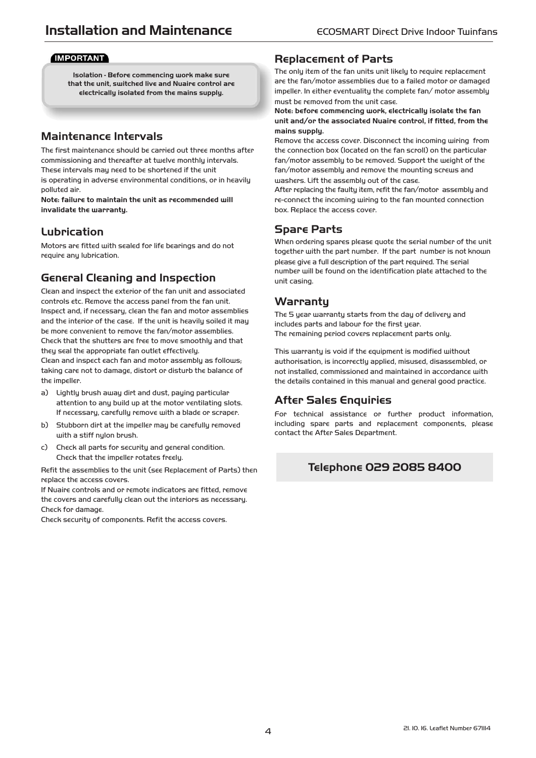**IMPORTANT**

**Isolation - Before commencing work make sure that the unit, switched live and Nuaire control are electrically isolated from the mains supply.**

## Maintenance Intervals

The first maintenance should be carried out three months after commissioning and thereafter at twelve monthly intervals. These intervals may need to be shortened if the unit is operating in adverse environmental conditions, or in heavily polluted air.

**Note: failure to maintain the unit as recommended will invalidate the warranty.**

## Lubrication

Motors are fitted with sealed for life bearings and do not require any lubrication.

## General Cleaning and Inspection

Clean and inspect the exterior of the fan unit and associated controls etc. Remove the access panel from the fan unit. Inspect and, if necessary, clean the fan and motor assemblies and the interior of the case. If the unit is heavily soiled it may be more convenient to remove the fan/motor assemblies. Check that the shutters are free to move smoothly and that they seal the appropriate fan outlet effectively.

Clean and inspect each fan and motor assembly as follows; taking care not to damage, distort or disturb the balance of the impeller.

a) Lightly brush away dirt and dust, paying particular attention to any build up at the motor ventilating slots. If necessary, carefully remove with a blade or scraper.

b) Stubborn dirt at the impeller may be carefully removed with a stiff nylon brush.

c) Check all parts for security and general condition. Check that the impeller rotates freely.

Refit the assemblies to the unit (see Replacement of Parts) then replace the access covers.

If Nuaire controls and or remote indicators are fitted, remove the covers and carefully clean out the interiors as necessary. Check for damage.

Check security of components. Refit the access covers.

## Replacement of Parts

The only item of the fan units unit likely to require replacement are the fan/motor assemblies due to a failed motor or damaged impeller. In either eventuality the complete fan/ motor assembly must be removed from the unit case.

**Note: before commencing work, electrically isolate the fan unit and/or the associated Nuaire control, if fitted, from the mains supply.**

Remove the access cover. Disconnect the incoming wiring from the connection box (located on the fan scroll) on the particular fan/motor assembly to be removed. Support the weight of the fan/motor assembly and remove the mounting screws and washers. Lift the assembly out of the case.

After replacing the faulty item, refit the fan/motor assembly and re-connect the incoming wiring to the fan mounted connection box. Replace the access cover.

## Spare Parts

When ordering spares please quote the serial number of the unit together with the part number. If the part number is not known please give a full description of the part required. The serial number will be found on the identification plate attached to the unit casing.

## Warranty

The 5 year warranty starts from the day of delivery and includes parts and labour for the first year.

The remaining period covers replacement parts only.

This warranty is void if the equipment is modified without authorisation, is incorrectly applied, misused, disassembled, or not installed, commissioned and maintained in accordance with the details contained in this manual and general good practice.

## After Sales Enquiries

For technical assistance or further product information, including spare parts and replacement components, please contact the After Sales Department.

**Telephone 029 2085 8400**

21. 10. 16. Leaflet Number 671114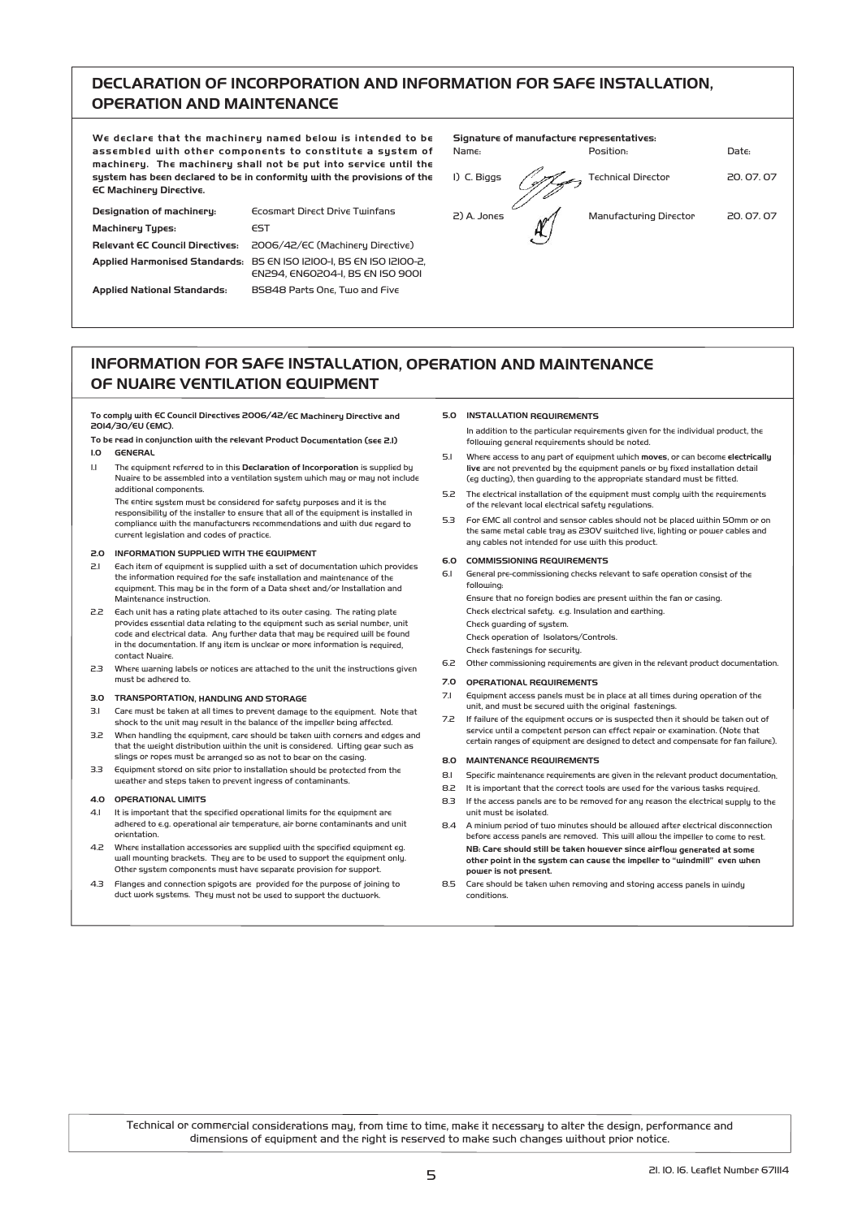# DECLARATION OF INCORPORATION AND INFORMATION FOR SAFE INSTALLATION, OPERATION AND MAINTENANCE

**We declare that the machinery named below is intended to be assembled with other components to constitute a system of machinery. The machinery shall not be put into service until the system has been declared to be in conformity with the provisions of the EC Machinery Directive.**

| | |
|---|---|
| **Designation of machinery:** | Ecosmart Direct Drive Twinfans |
| **Machinery Types:** | EST |
| **Relevant EC Council Directives:** | 2006/42/EC (Machinery Directive) |
| **Applied Harmonised Standards:** | BS EN ISO 12100-1, BS EN ISO 12100-2, EN294, EN60204-1, BS EN ISO 9001 |
| **Applied National Standards:** | BS848 Parts One, Two and Five |

**Signature of manufacture representatives:**

| Name: | Position: | Date: |
|---|---|---|
| 1) C. Biggs | Technical Director | 20. 07. 07 |
| 2) A. Jones | Manufacturing Director | 20. 07. 07 |

# INFORMATION FOR SAFE INSTALLATION, OPERATION AND MAINTENANCE OF NUAIRE VENTILATION EQUIPMENT

**To comply with EC Council Directives 2006/42/EC Machinery Directive and 2014/30/EU (EMC).**

**To be read in conjunction with the relevant Product Documentation (see 2.1)**

### 1.0 GENERAL

1.1 The equipment referred to in this **Declaration of Incorporation** is supplied by Nuaire to be assembled into a ventilation system which may or may not include additional components.

The entire system must be considered for safety purposes and it is the responsibility of the installer to ensure that all of the equipment is installed in compliance with the manufacturers recommendations and with due regard to current legislation and codes of practice.

### 2.0 INFORMATION SUPPLIED WITH THE EQUIPMENT

2.1 Each item of equipment is supplied with a set of documentation which provides the information required for the safe installation and maintenance of the equipment. This may be in the form of a Data sheet and/or Installation and Maintenance instruction.

2.2 Each unit has a rating plate attached to its outer casing. The rating plate provides essential data relating to the equipment such as serial number, unit code and electrical data. Any further data that may be required will be found in the documentation. If any item is unclear or more information is required, contact Nuaire.

2.3 Where warning labels or notices are attached to the unit the instructions given must be adhered to.

### 3.0 TRANSPORTATION, HANDLING AND STORAGE

3.1 Care must be taken at all times to prevent damage to the equipment. Note that shock to the unit may result in the balance of the impeller being affected.

3.2 When handling the equipment, care should be taken with corners and edges and that the weight distribution within the unit is considered. Lifting gear such as slings or ropes must be arranged so as not to bear on the casing.

3.3 Equipment stored on site prior to installation should be protected from the weather and steps taken to prevent ingress of contaminants.

### 4.0 OPERATIONAL LIMITS

4.1 It is important that the specified operational limits for the equipment are adhered to e.g. operational air temperature, air borne contaminants and unit orientation.

4.2 Where installation accessories are supplied with the specified equipment eg. wall mounting brackets. They are to be used to support the equipment only. Other system components must have separate provision for support.

4.3 Flanges and connection spigots are provided for the purpose of joining to duct work systems. They must not be used to support the ductwork.

### 5.0 INSTALLATION REQUIREMENTS

In addition to the particular requirements given for the individual product, the following general requirements should be noted.

5.1 Where access to any part of equipment which **moves**, or can become **electrically live** are not prevented by the equipment panels or by fixed installation detail (eg ducting), then guarding to the appropriate standard must be fitted.

5.2 The electrical installation of the equipment must comply with the requirements of the relevant local electrical safety regulations.

5.3 For EMC all control and sensor cables should not be placed within 50mm or on the same metal cable tray as 230V switched live, lighting or power cables and any cables not intended for use with this product.

### 6.0 COMMISSIONING REQUIREMENTS

6.1 General pre-commissioning checks relevant to safe operation consist of the following:

Ensure that no foreign bodies are present within the fan or casing.
Check electrical safety. e.g. Insulation and earthing.
Check guarding of system.
Check operation of Isolators/Controls.
Check fastenings for security.

6.2 Other commissioning requirements are given in the relevant product documentation.

### 7.0 OPERATIONAL REQUIREMENTS

7.1 Equipment access panels must be in place at all times during operation of the unit, and must be secured with the original fastenings.

7.2 If failure of the equipment occurs or is suspected then it should be taken out of service until a competent person can effect repair or examination. (Note that certain ranges of equipment are designed to detect and compensate for fan failure).

### 8.0 MAINTENANCE REQUIREMENTS

8.1 Specific maintenance requirements are given in the relevant product documentation.

8.2 It is important that the correct tools are used for the various tasks required.

8.3 If the access panels are to be removed for any reason the electrical supply to the unit must be isolated.

8.4 A minium period of two minutes should be allowed after electrical disconnection before access panels are removed. This will allow the impeller to come to rest.
**NB: Care should still be taken however since airflow generated at some other point in the system can cause the impeller to "windmill" even when power is not present.**

8.5 Care should be taken when removing and storing access panels in windy conditions.

Technical or commercial considerations may, from time to time, make it necessary to alter the design, performance and dimensions of equipment and the right is reserved to make such changes without prior notice.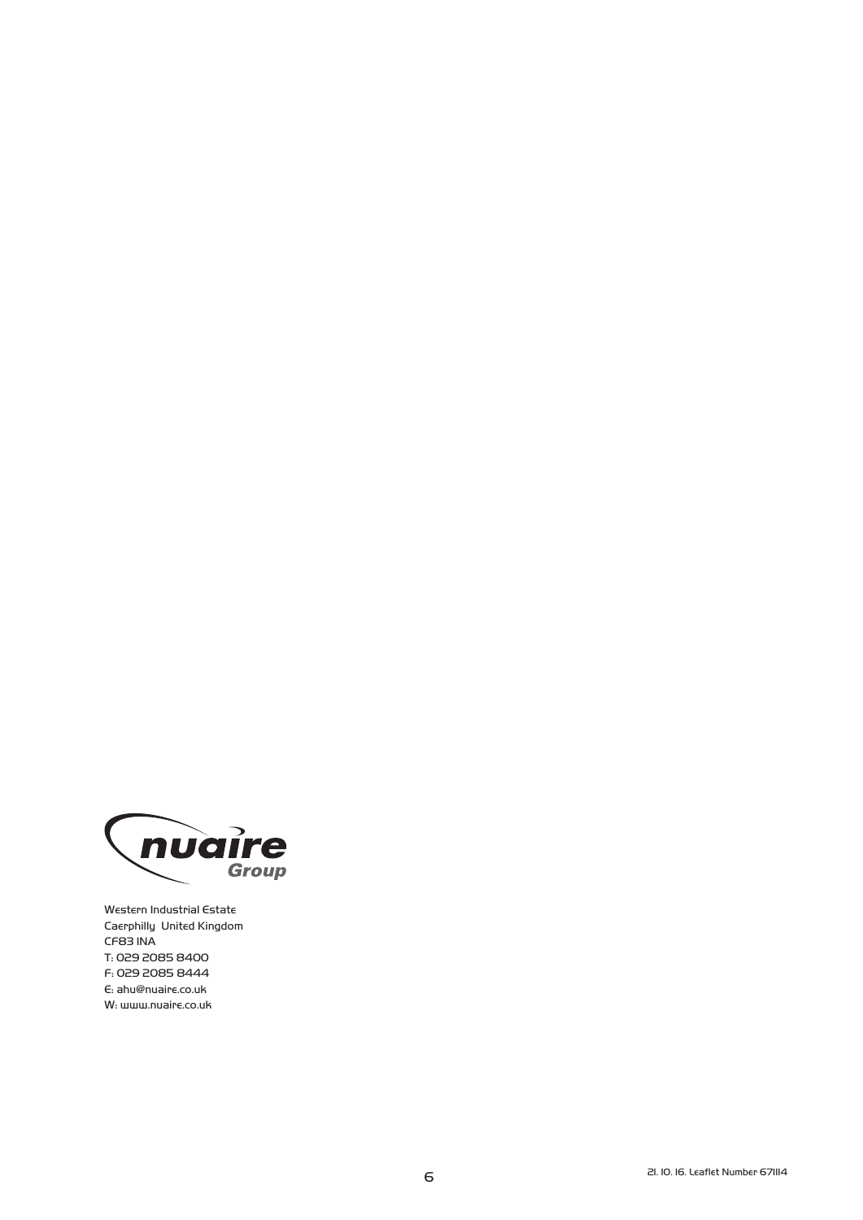nuaire Group

Western Industrial Estate
Caerphilly United Kingdom
CF83 1NA
T: 029 2085 8400
F: 029 2085 8444
E: ahu@nuaire.co.uk
W: www.nuaire.co.uk

21. 10. 16. Leaflet Number 671114